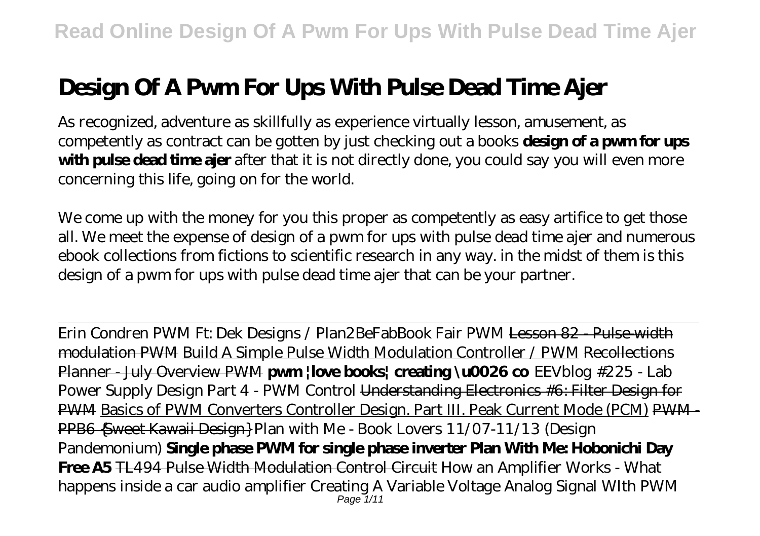# Design Of A Pwm For Ups With Pulse Dead Time Ajer

As recognized, adventure as skillfully as experience virtually lesson, amusement, as competently as contract can be gotten by just checking out a books **design of a pwm for ups with pulse dead time ajer** after that it is not directly done, you could say you will even more concerning this life, going on for the world.

We come up with the money for you this proper as competently as easy artifice to get those all. We meet the expense of design of a pwm for ups with pulse dead time ajer and numerous ebook collections from fictions to scientific research in any way. in the midst of them is this design of a pwm for ups with pulse dead time ajer that can be your partner.

---

Erin Condren PWM Ft: Dek Designs / Plan2BeFabBook Fair PWM Lesson 82 - Pulse-width modulation PWM Build A Simple Pulse Width Modulation Controller / PWM Recollections Planner - July Overview PWM **pwm |love books| creating \u0026 co** *EEVblog #225 - Lab Power Supply Design Part 4 - PWM Control* Understanding Electronics #6: Filter Design for PWM Basics of PWM Converters Controller Design. Part III. Peak Current Mode (PCM) PWM - PPB6 {Sweet Kawaii Design} *Plan with Me - Book Lovers 11/07-11/13 (Design Pandemonium)* **Single phase PWM for single phase inverter Plan With Me: Hobonichi Day Free A5** TL494 Pulse Width Modulation Control Circuit *How an Amplifier Works - What happens inside a car audio amplifier Creating A Variable Voltage Analog Signal WIth PWM*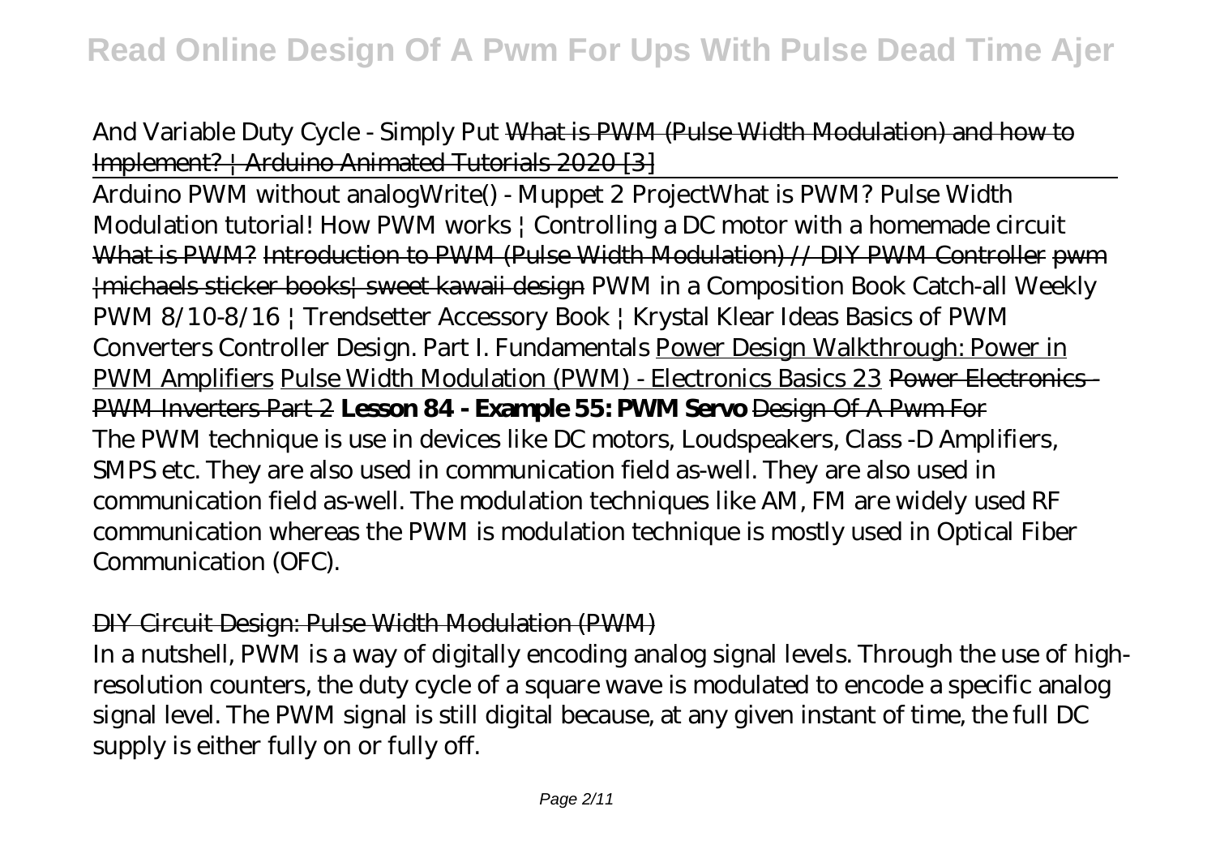And Variable Duty Cycle - Simply Put What is PWM (Pulse Width Modulation) and how to Implement? | Arduino Animated Tutorials 2020 [3]

Arduino PWM without analogWrite() - Muppet 2 Project What is PWM? Pulse Width Modulation tutorial! How PWM works | Controlling a DC motor with a homemade circuit What is PWM? Introduction to PWM (Pulse Width Modulation) // DIY PWM Controller pwm |michaels sticker books| sweet kawaii design PWM in a Composition Book Catch-all Weekly PWM 8/10-8/16 | Trendsetter Accessory Book | Krystal Klear Ideas Basics of PWM Converters Controller Design. Part I. Fundamentals Power Design Walkthrough: Power in PWM Amplifiers Pulse Width Modulation (PWM) - Electronics Basics 23 Power Electronics - PWM Inverters Part 2 **Lesson 84 - Example 55: PWM Servo** Design Of A Pwm For

The PWM technique is use in devices like DC motors, Loudspeakers, Class -D Amplifiers, SMPS etc. They are also used in communication field as-well. They are also used in communication field as-well. The modulation techniques like AM, FM are widely used RF communication whereas the PWM is modulation technique is mostly used in Optical Fiber Communication (OFC).

## DIY Circuit Design: Pulse Width Modulation (PWM)

In a nutshell, PWM is a way of digitally encoding analog signal levels. Through the use of high-resolution counters, the duty cycle of a square wave is modulated to encode a specific analog signal level. The PWM signal is still digital because, at any given instant of time, the full DC supply is either fully on or fully off.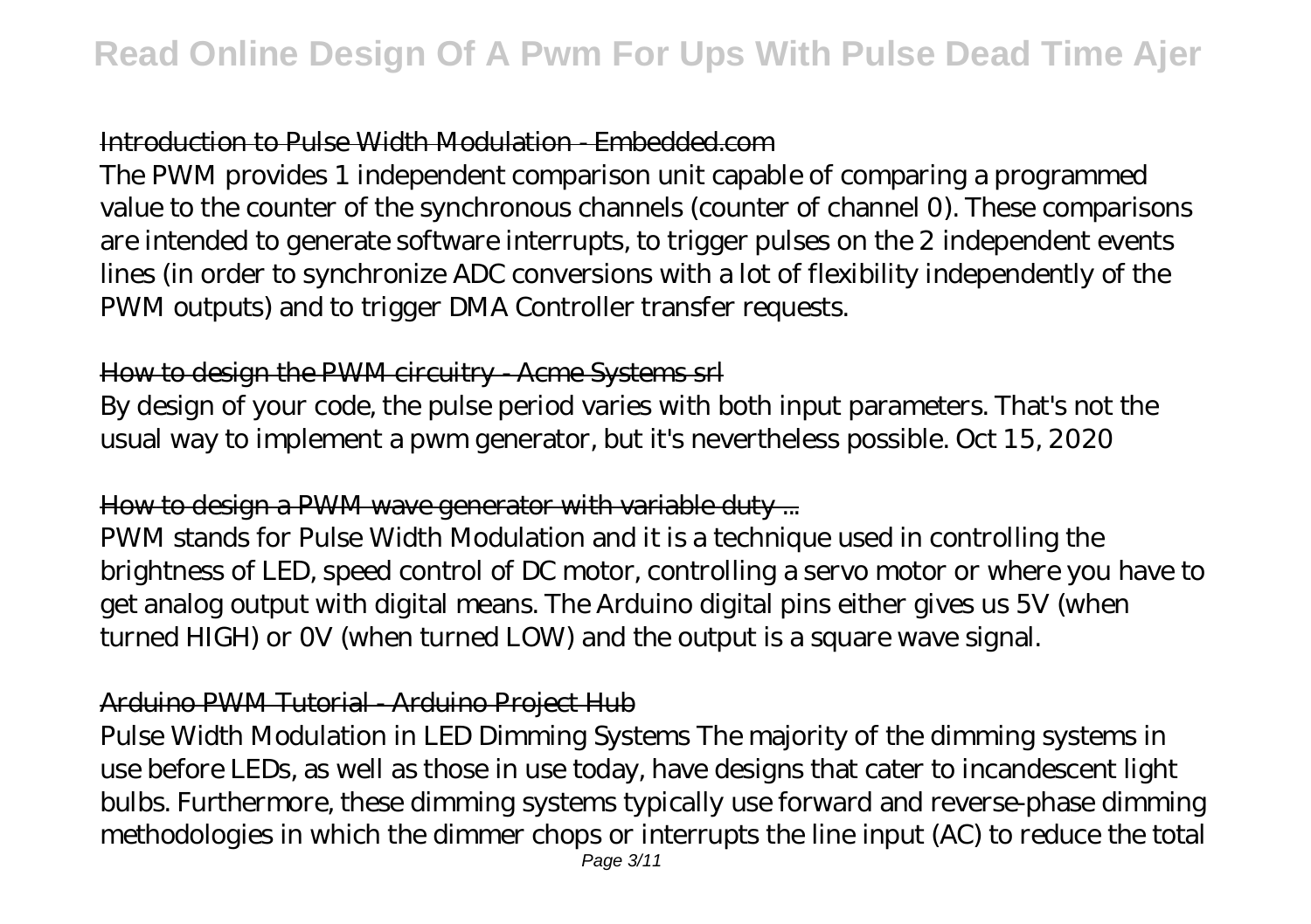## Introduction to Pulse Width Modulation - Embedded.com

The PWM provides 1 independent comparison unit capable of comparing a programmed value to the counter of the synchronous channels (counter of channel 0). These comparisons are intended to generate software interrupts, to trigger pulses on the 2 independent events lines (in order to synchronize ADC conversions with a lot of flexibility independently of the PWM outputs) and to trigger DMA Controller transfer requests.

## How to design the PWM circuitry - Acme Systems srl

By design of your code, the pulse period varies with both input parameters. That's not the usual way to implement a pwm generator, but it's nevertheless possible. Oct 15, 2020

## How to design a PWM wave generator with variable duty ...

PWM stands for Pulse Width Modulation and it is a technique used in controlling the brightness of LED, speed control of DC motor, controlling a servo motor or where you have to get analog output with digital means. The Arduino digital pins either gives us 5V (when turned HIGH) or 0V (when turned LOW) and the output is a square wave signal.

## Arduino PWM Tutorial - Arduino Project Hub

Pulse Width Modulation in LED Dimming Systems The majority of the dimming systems in use before LEDs, as well as those in use today, have designs that cater to incandescent light bulbs. Furthermore, these dimming systems typically use forward and reverse-phase dimming methodologies in which the dimmer chops or interrupts the line input (AC) to reduce the total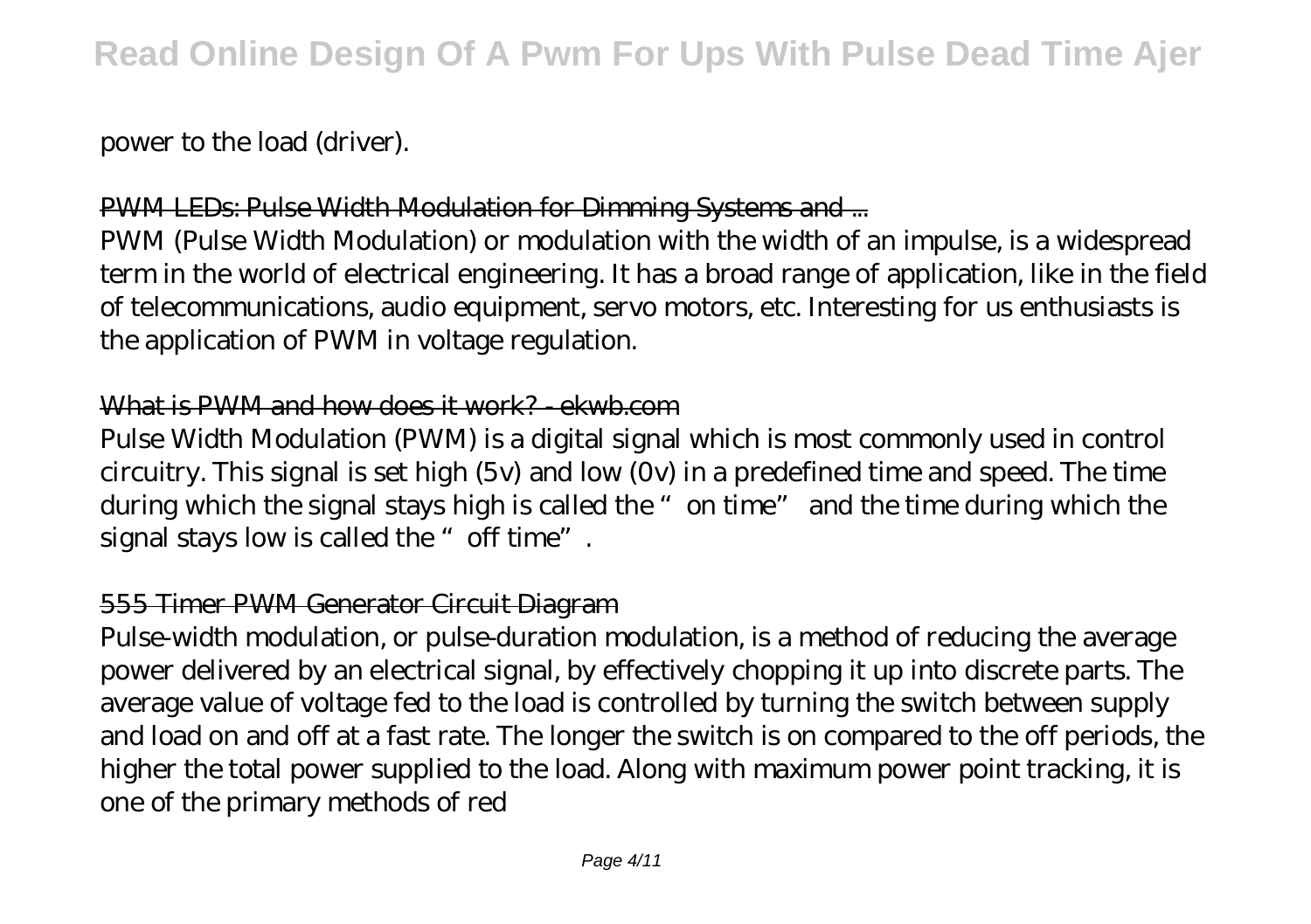power to the load (driver).

## PWM LEDs: Pulse Width Modulation for Dimming Systems and ...

PWM (Pulse Width Modulation) or modulation with the width of an impulse, is a widespread term in the world of electrical engineering. It has a broad range of application, like in the field of telecommunications, audio equipment, servo motors, etc. Interesting for us enthusiasts is the application of PWM in voltage regulation.

## What is PWM and how does it work? - ekwb.com

Pulse Width Modulation (PWM) is a digital signal which is most commonly used in control circuitry. This signal is set high (5v) and low (0v) in a predefined time and speed. The time during which the signal stays high is called the "on time" and the time during which the signal stays low is called the "off time".

## 555 Timer PWM Generator Circuit Diagram

Pulse-width modulation, or pulse-duration modulation, is a method of reducing the average power delivered by an electrical signal, by effectively chopping it up into discrete parts. The average value of voltage fed to the load is controlled by turning the switch between supply and load on and off at a fast rate. The longer the switch is on compared to the off periods, the higher the total power supplied to the load. Along with maximum power point tracking, it is one of the primary methods of red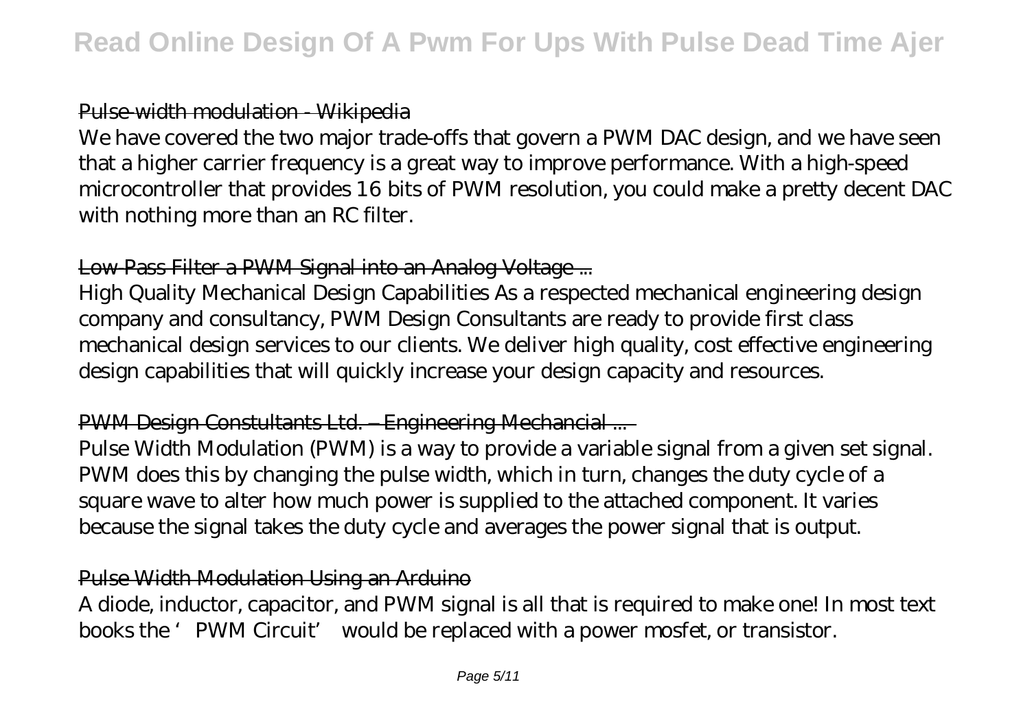## Pulse-width modulation - Wikipedia

We have covered the two major trade-offs that govern a PWM DAC design, and we have seen that a higher carrier frequency is a great way to improve performance. With a high-speed microcontroller that provides 16 bits of PWM resolution, you could make a pretty decent DAC with nothing more than an RC filter.

## Low-Pass Filter a PWM Signal into an Analog Voltage ...

High Quality Mechanical Design Capabilities As a respected mechanical engineering design company and consultancy, PWM Design Consultants are ready to provide first class mechanical design services to our clients. We deliver high quality, cost effective engineering design capabilities that will quickly increase your design capacity and resources.

## PWM Design Constultants Ltd. – Engineering Mechancial ...

Pulse Width Modulation (PWM) is a way to provide a variable signal from a given set signal. PWM does this by changing the pulse width, which in turn, changes the duty cycle of a square wave to alter how much power is supplied to the attached component. It varies because the signal takes the duty cycle and averages the power signal that is output.

## Pulse Width Modulation Using an Arduino

A diode, inductor, capacitor, and PWM signal is all that is required to make one! In most text books the 'PWM Circuit' would be replaced with a power mosfet, or transistor.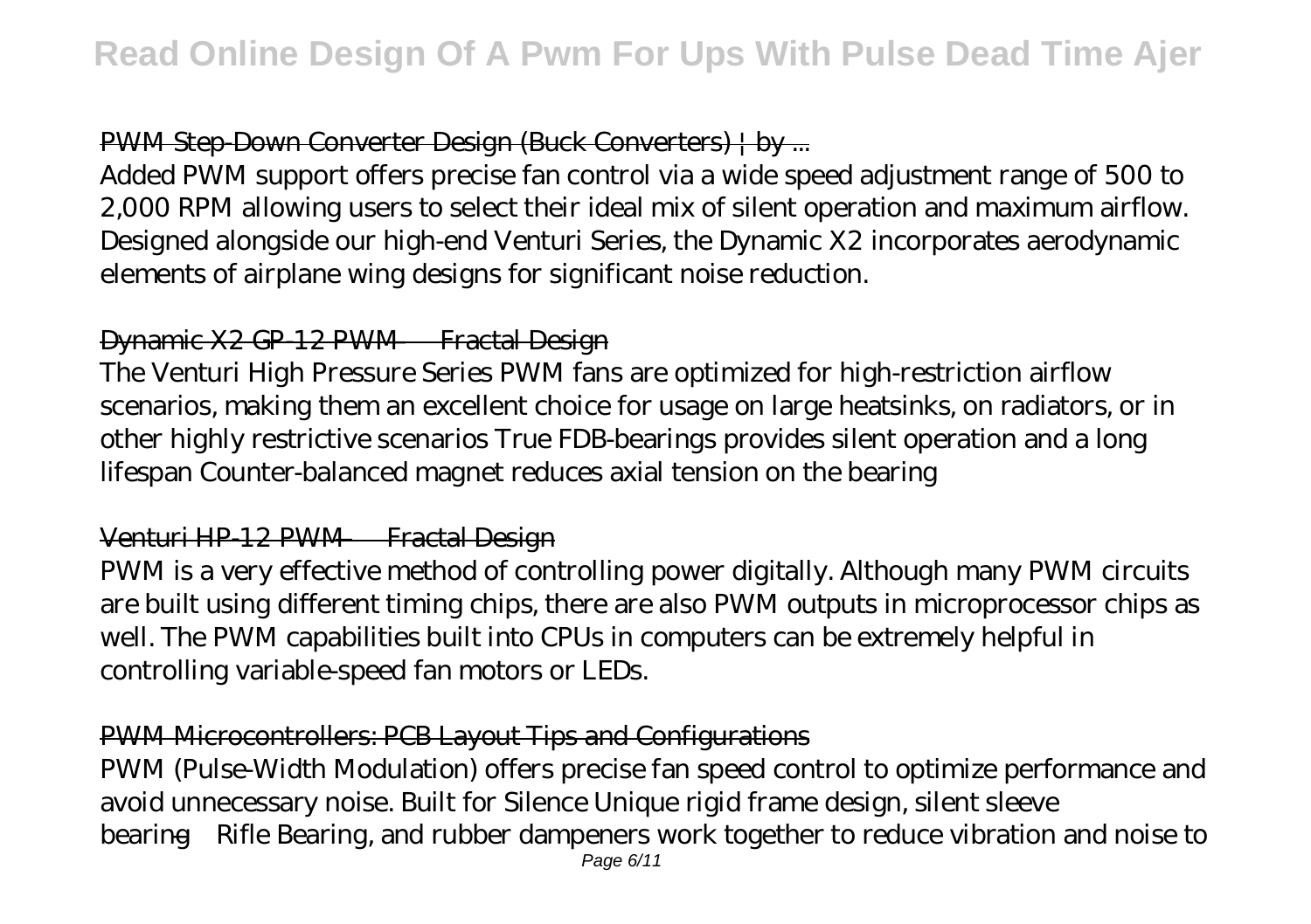## PWM Step-Down Converter Design (Buck Converters) | by ...

Added PWM support offers precise fan control via a wide speed adjustment range of 500 to 2,000 RPM allowing users to select their ideal mix of silent operation and maximum airflow. Designed alongside our high-end Venturi Series, the Dynamic X2 incorporates aerodynamic elements of airplane wing designs for significant noise reduction.

## Dynamic X2 GP-12 PWM — Fractal Design

The Venturi High Pressure Series PWM fans are optimized for high-restriction airflow scenarios, making them an excellent choice for usage on large heatsinks, on radiators, or in other highly restrictive scenarios True FDB-bearings provides silent operation and a long lifespan Counter-balanced magnet reduces axial tension on the bearing

## Venturi HP-12 PWM — Fractal Design

PWM is a very effective method of controlling power digitally. Although many PWM circuits are built using different timing chips, there are also PWM outputs in microprocessor chips as well. The PWM capabilities built into CPUs in computers can be extremely helpful in controlling variable-speed fan motors or LEDs.

## PWM Microcontrollers: PCB Layout Tips and Configurations

PWM (Pulse-Width Modulation) offers precise fan speed control to optimize performance and avoid unnecessary noise. Built for Silence Unique rigid frame design, silent sleeve bearing—Rifle Bearing, and rubber dampeners work together to reduce vibration and noise to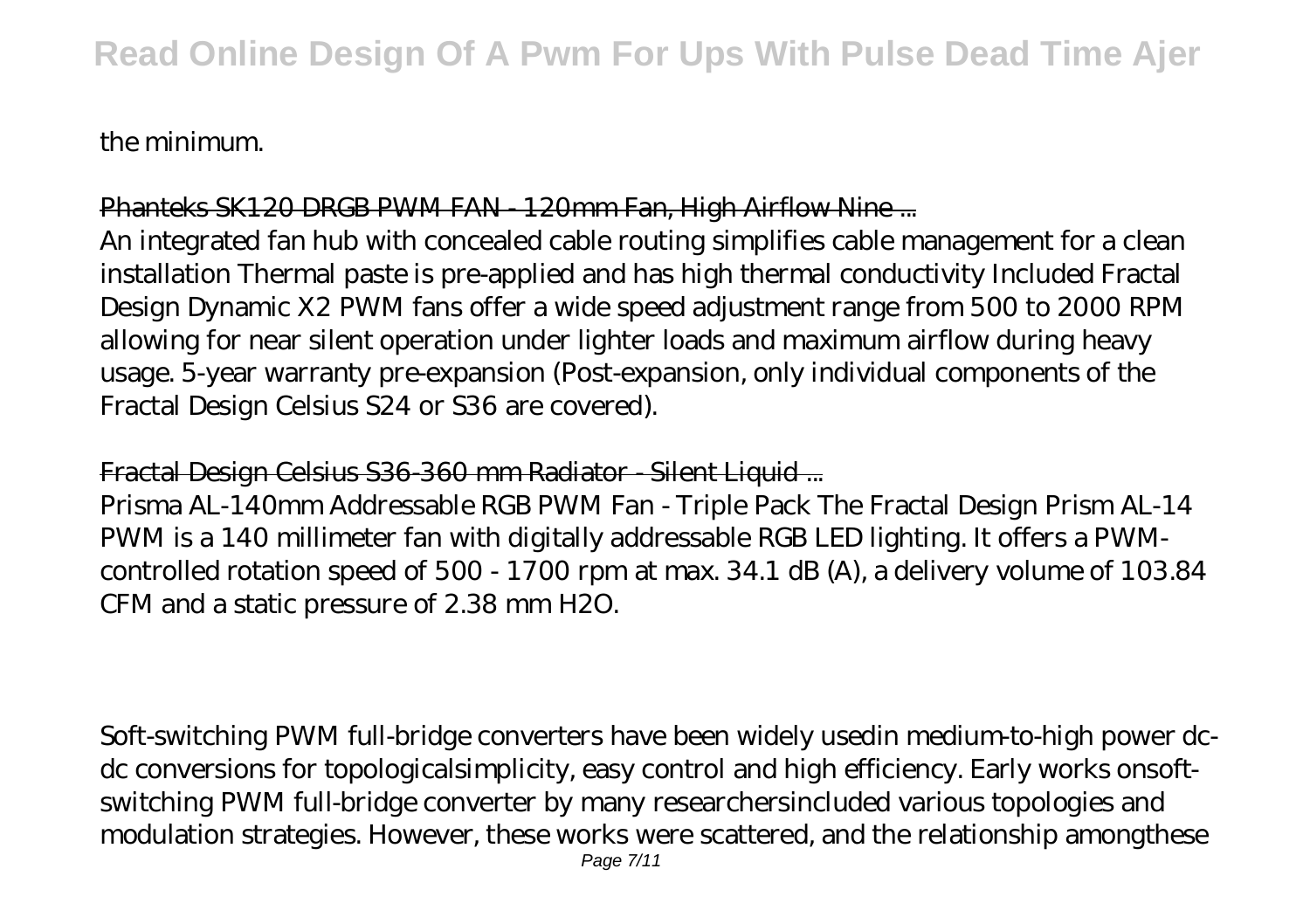the minimum.

Phanteks SK120 DRGB PWM FAN - 120mm Fan, High Airflow Nine ...

An integrated fan hub with concealed cable routing simplifies cable management for a clean installation Thermal paste is pre-applied and has high thermal conductivity Included Fractal Design Dynamic X2 PWM fans offer a wide speed adjustment range from 500 to 2000 RPM allowing for near silent operation under lighter loads and maximum airflow during heavy usage. 5-year warranty pre-expansion (Post-expansion, only individual components of the Fractal Design Celsius S24 or S36 are covered).

Fractal Design Celsius S36-360 mm Radiator - Silent Liquid ...

Prisma AL-140mm Addressable RGB PWM Fan - Triple Pack The Fractal Design Prism AL-14 PWM is a 140 millimeter fan with digitally addressable RGB LED lighting. It offers a PWM-controlled rotation speed of 500 - 1700 rpm at max. 34.1 dB (A), a delivery volume of 103.84 CFM and a static pressure of 2.38 mm H2O.

Soft-switching PWM full-bridge converters have been widely usedin medium-to-high power dc-dc conversions for topologicalsimplicity, easy control and high efficiency. Early works onsoft-switching PWM full-bridge converter by many researchersincluded various topologies and modulation strategies. However, these works were scattered, and the relationship amongthese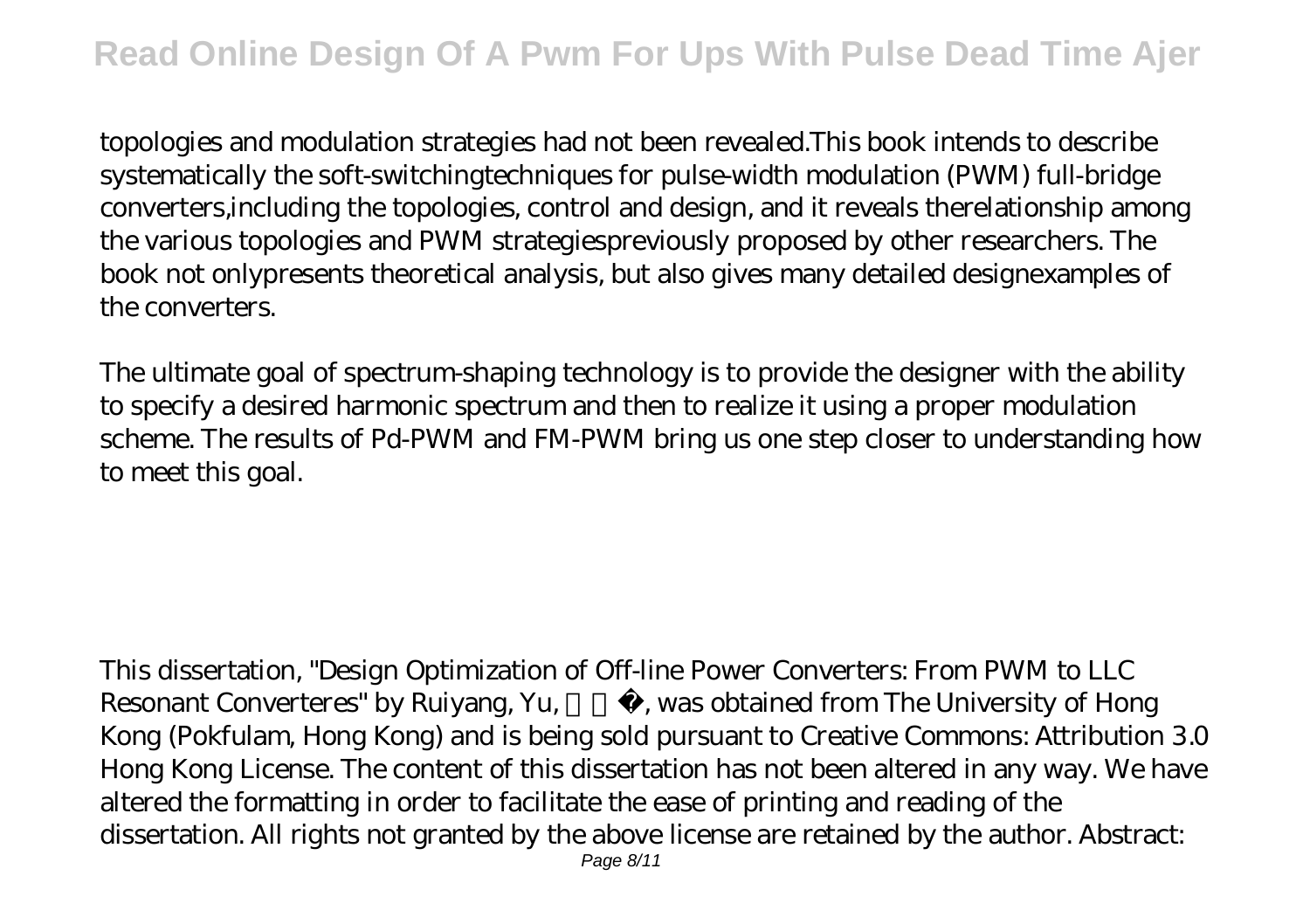topologies and modulation strategies had not been revealed.This book intends to describe systematically the soft-switchingtechniques for pulse-width modulation (PWM) full-bridge converters,including the topologies, control and design, and it reveals therelationship among the various topologies and PWM strategiespreviously proposed by other researchers. The book not onlypresents theoretical analysis, but also gives many detailed designexamples of the converters.

The ultimate goal of spectrum-shaping technology is to provide the designer with the ability to specify a desired harmonic spectrum and then to realize it using a proper modulation scheme. The results of Pd-PWM and FM-PWM bring us one step closer to understanding how to meet this goal.

This dissertation, "Design Optimization of Off-line Power Converters: From PWM to LLC Resonant Converteres" by Ruiyang, Yu, □□□, was obtained from The University of Hong Kong (Pokfulam, Hong Kong) and is being sold pursuant to Creative Commons: Attribution 3.0 Hong Kong License. The content of this dissertation has not been altered in any way. We have altered the formatting in order to facilitate the ease of printing and reading of the dissertation. All rights not granted by the above license are retained by the author. Abstract: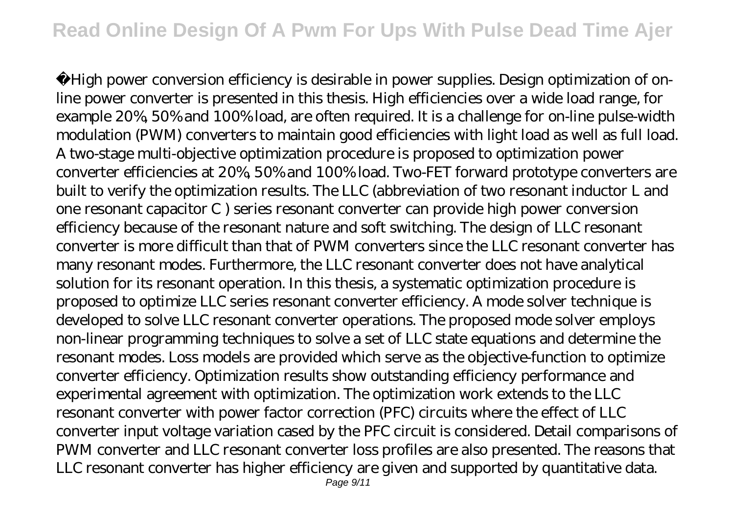High power conversion efficiency is desirable in power supplies. Design optimization of on-line power converter is presented in this thesis. High efficiencies over a wide load range, for example 20%, 50% and 100% load, are often required. It is a challenge for on-line pulse-width modulation (PWM) converters to maintain good efficiencies with light load as well as full load. A two-stage multi-objective optimization procedure is proposed to optimization power converter efficiencies at 20%, 50% and 100% load. Two-FET forward prototype converters are built to verify the optimization results. The LLC (abbreviation of two resonant inductor L and one resonant capacitor C ) series resonant converter can provide high power conversion efficiency because of the resonant nature and soft switching. The design of LLC resonant converter is more difficult than that of PWM converters since the LLC resonant converter has many resonant modes. Furthermore, the LLC resonant converter does not have analytical solution for its resonant operation. In this thesis, a systematic optimization procedure is proposed to optimize LLC series resonant converter efficiency. A mode solver technique is developed to solve LLC resonant converter operations. The proposed mode solver employs non-linear programming techniques to solve a set of LLC state equations and determine the resonant modes. Loss models are provided which serve as the objective-function to optimize converter efficiency. Optimization results show outstanding efficiency performance and experimental agreement with optimization. The optimization work extends to the LLC resonant converter with power factor correction (PFC) circuits where the effect of LLC converter input voltage variation cased by the PFC circuit is considered. Detail comparisons of PWM converter and LLC resonant converter loss profiles are also presented. The reasons that LLC resonant converter has higher efficiency are given and supported by quantitative data.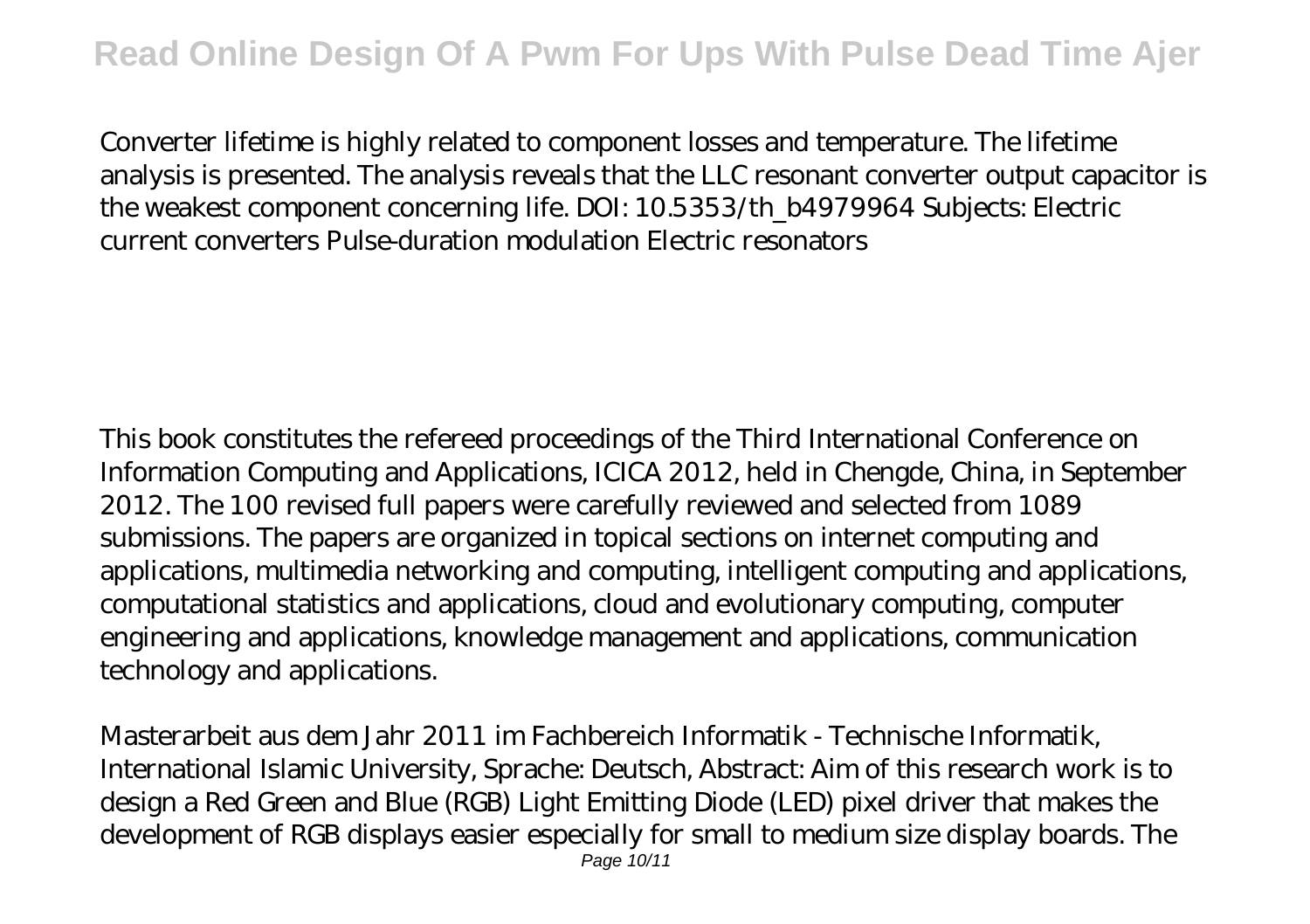Converter lifetime is highly related to component losses and temperature. The lifetime analysis is presented. The analysis reveals that the LLC resonant converter output capacitor is the weakest component concerning life. DOI: 10.5353/th_b4979964 Subjects: Electric current converters Pulse-duration modulation Electric resonators

This book constitutes the refereed proceedings of the Third International Conference on Information Computing and Applications, ICICA 2012, held in Chengde, China, in September 2012. The 100 revised full papers were carefully reviewed and selected from 1089 submissions. The papers are organized in topical sections on internet computing and applications, multimedia networking and computing, intelligent computing and applications, computational statistics and applications, cloud and evolutionary computing, computer engineering and applications, knowledge management and applications, communication technology and applications.

Masterarbeit aus dem Jahr 2011 im Fachbereich Informatik - Technische Informatik, International Islamic University, Sprache: Deutsch, Abstract: Aim of this research work is to design a Red Green and Blue (RGB) Light Emitting Diode (LED) pixel driver that makes the development of RGB displays easier especially for small to medium size display boards. The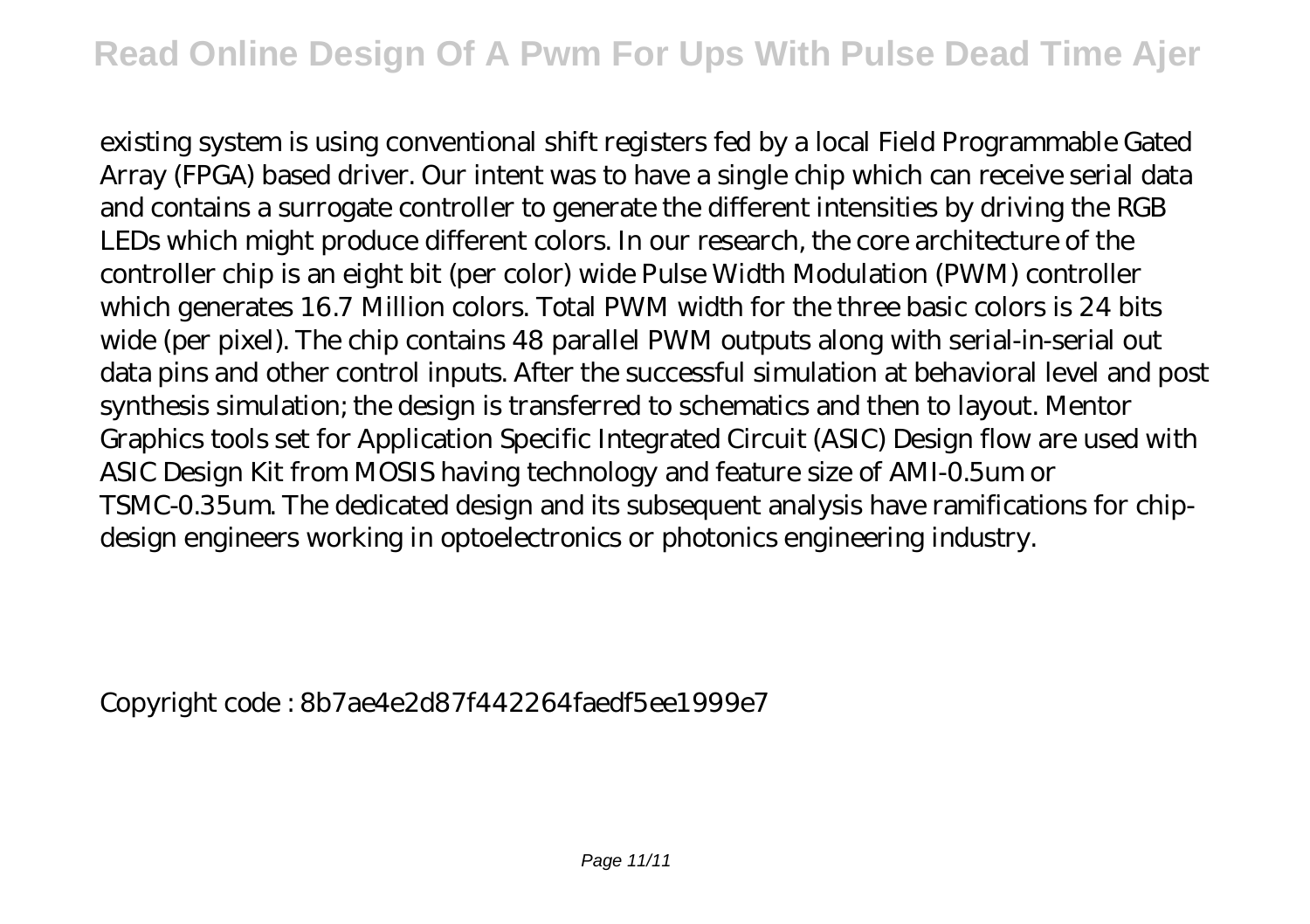existing system is using conventional shift registers fed by a local Field Programmable Gated Array (FPGA) based driver. Our intent was to have a single chip which can receive serial data and contains a surrogate controller to generate the different intensities by driving the RGB LEDs which might produce different colors. In our research, the core architecture of the controller chip is an eight bit (per color) wide Pulse Width Modulation (PWM) controller which generates 16.7 Million colors. Total PWM width for the three basic colors is 24 bits wide (per pixel). The chip contains 48 parallel PWM outputs along with serial-in-serial out data pins and other control inputs. After the successful simulation at behavioral level and post synthesis simulation; the design is transferred to schematics and then to layout. Mentor Graphics tools set for Application Specific Integrated Circuit (ASIC) Design flow are used with ASIC Design Kit from MOSIS having technology and feature size of AMI-0.5um or TSMC-0.35um. The dedicated design and its subsequent analysis have ramifications for chip-design engineers working in optoelectronics or photonics engineering industry.

Copyright code : 8b7ae4e2d87f442264faedf5ee1999e7